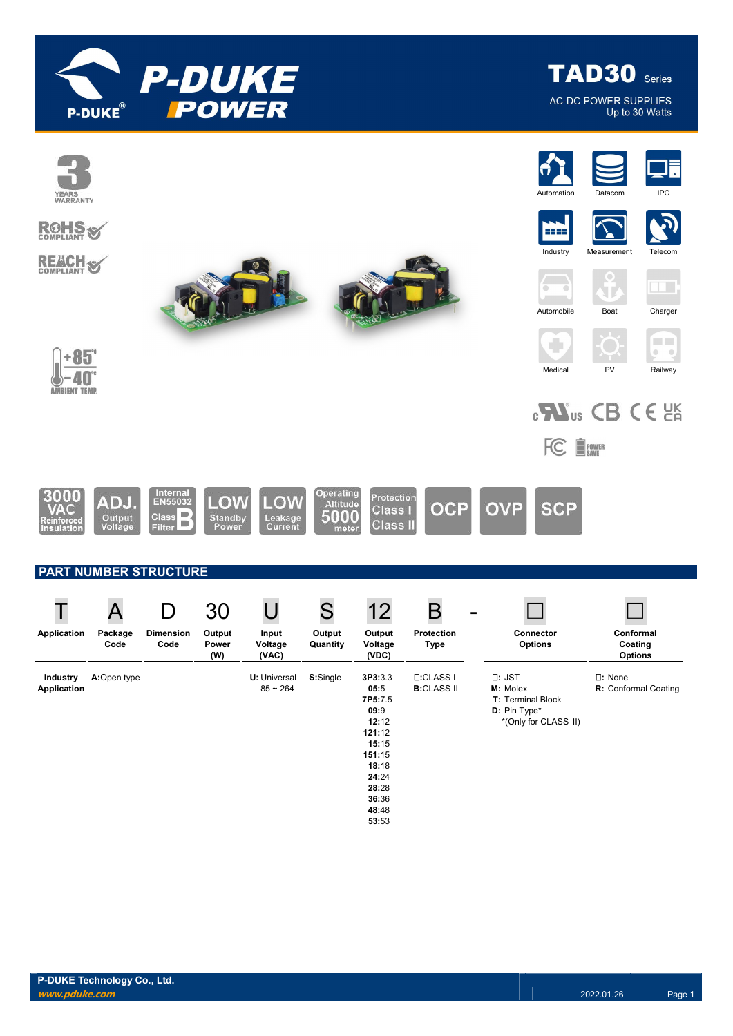# TAD30 Series

AC-DC POWER SUPPLIES
Up to 30 Watts

YEARS WARRANTY

RoHS COMPLIANT

REACH COMPLIANT

+85°C -40°C AMBIENT TEMP

Automation | Datacom | IPC | Industry | Measurement | Telecom | Automobile | Boat | Charger | Medical | PV | Railway

3000 VAC Reinforced Insulation | ADJ. Output Voltage | Internal EN55032 Class B Filter | LOW Standby Power | LOW Leakage Current | Operating Altitude 5000 meter | Protection Class I Class II | OCP | OVP | SCP

## PART NUMBER STRUCTURE

| T | A | D | 30 | U | S | 12 | B | - | □ | □ |
|---|---|---|---|---|---|---|---|---|---|---|
| **Application** | **Package Code** | **Dimension Code** | **Output Power (W)** | **Input Voltage (VAC)** | **Output Quantity** | **Output Voltage (VDC)** | **Protection Type** | | **Connector Options** | **Conformal Coating Options** |
| **Industry Application** | **A:**Open type | | | **U:** Universal 85 ~ 264 | **S:**Single | **3P3:**3.3<br>**05:**5<br>**7P5:**7.5<br>**09:**9<br>**12:**12<br>**121:**12<br>**15:**15<br>**151:**15<br>**18:**18<br>**24:**24<br>**28:**28<br>**36:**36<br>**48:**48<br>**53:**53 | □:CLASS I<br>**B:**CLASS II | | □: JST<br>**M:** Molex<br>**T:** Terminal Block<br>**D:** Pin Type*<br>*(Only for CLASS II) | □: None<br>**R:** Conformal Coating |

P-DUKE Technology Co., Ltd.
www.pduke.com
2022.01.26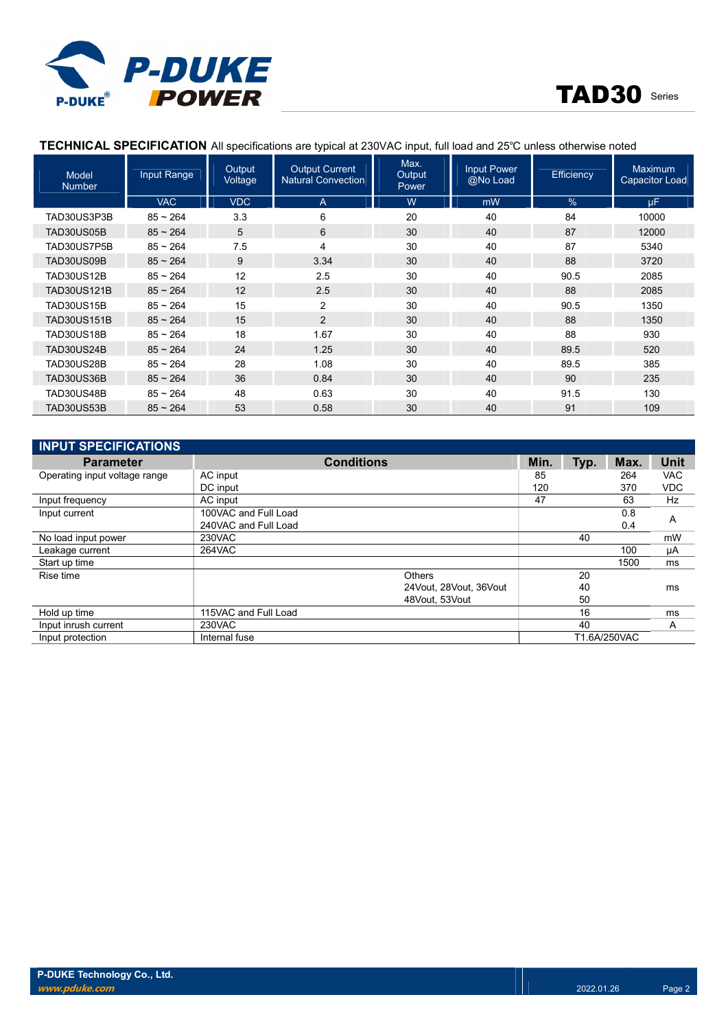**TECHNICAL SPECIFICATION** All specifications are typical at 230VAC input, full load and 25℃ unless otherwise noted

| Model Number | Input Range | Output Voltage | Output Current Natural Convection | Max. Output Power | Input Power @No Load | Efficiency | Maximum Capacitor Load |
|---|---|---|---|---|---|---|---|
| | VAC | VDC | A | W | mW | % | μF |
| TAD30US3P3B | 85 ~ 264 | 3.3 | 6 | 20 | 40 | 84 | 10000 |
| TAD30US05B | 85 ~ 264 | 5 | 6 | 30 | 40 | 87 | 12000 |
| TAD30US7P5B | 85 ~ 264 | 7.5 | 4 | 30 | 40 | 87 | 5340 |
| TAD30US09B | 85 ~ 264 | 9 | 3.34 | 30 | 40 | 88 | 3720 |
| TAD30US12B | 85 ~ 264 | 12 | 2.5 | 30 | 40 | 90.5 | 2085 |
| TAD30US121B | 85 ~ 264 | 12 | 2.5 | 30 | 40 | 88 | 2085 |
| TAD30US15B | 85 ~ 264 | 15 | 2 | 30 | 40 | 90.5 | 1350 |
| TAD30US151B | 85 ~ 264 | 15 | 2 | 30 | 40 | 88 | 1350 |
| TAD30US18B | 85 ~ 264 | 18 | 1.67 | 30 | 40 | 88 | 930 |
| TAD30US24B | 85 ~ 264 | 24 | 1.25 | 30 | 40 | 89.5 | 520 |
| TAD30US28B | 85 ~ 264 | 28 | 1.08 | 30 | 40 | 89.5 | 385 |
| TAD30US36B | 85 ~ 264 | 36 | 0.84 | 30 | 40 | 90 | 235 |
| TAD30US48B | 85 ~ 264 | 48 | 0.63 | 30 | 40 | 91.5 | 130 |
| TAD30US53B | 85 ~ 264 | 53 | 0.58 | 30 | 40 | 91 | 109 |

## INPUT SPECIFICATIONS

| Parameter | Conditions | Min. | Typ. | Max. | Unit |
|---|---|---|---|---|---|
| Operating input voltage range | AC input | 85 | | 264 | VAC |
| | DC input | 120 | | 370 | VDC |
| Input frequency | AC input | 47 | | 63 | Hz |
| Input current | 100VAC and Full Load | | | 0.8 | A |
| | 240VAC and Full Load | | | 0.4 | |
| No load input power | 230VAC | | 40 | | mW |
| Leakage current | 264VAC | | | 100 | μA |
| Start up time | | | | 1500 | ms |
| Rise time | Others | | 20 | | ms |
| | 24Vout, 28Vout, 36Vout | | 40 | | |
| | 48Vout, 53Vout | | 50 | | |
| Hold up time | 115VAC and Full Load | | 16 | | ms |
| Input inrush current | 230VAC | | 40 | | A |
| Input protection | Internal fuse | | T1.6A/250VAC | | |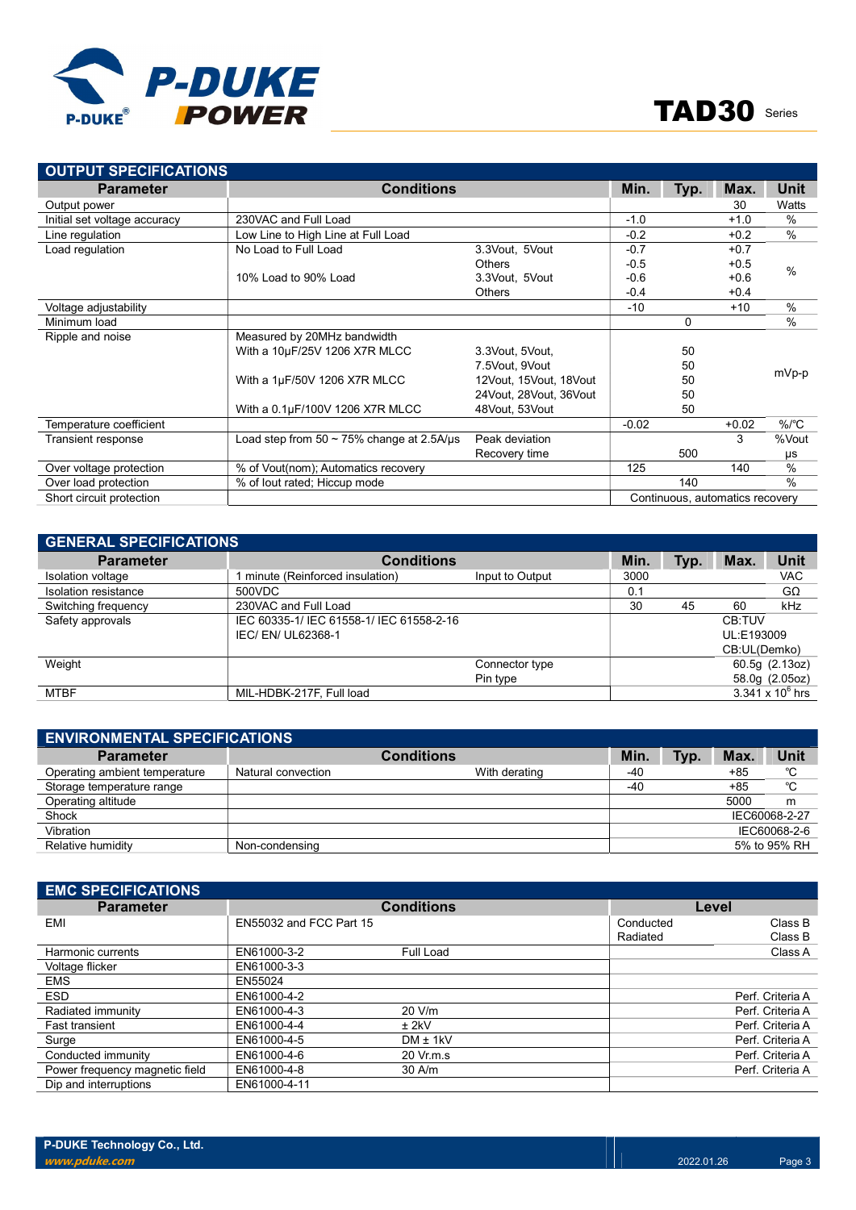## OUTPUT SPECIFICATIONS

| Parameter | Conditions | | Min. | Typ. | Max. | Unit |
|---|---|---|---|---|---|---|
| Output power | | | | | 30 | Watts |
| Initial set voltage accuracy | 230VAC and Full Load | | -1.0 | | +1.0 | % |
| Line regulation | Low Line to High Line at Full Load | | -0.2 | | +0.2 | % |
| Load regulation | No Load to Full Load | 3.3Vout, 5Vout | -0.7 | | +0.7 | % |
| | | Others | -0.5 | | +0.5 | |
| | 10% Load to 90% Load | 3.3Vout, 5Vout | -0.6 | | +0.6 | |
| | | Others | -0.4 | | +0.4 | |
| Voltage adjustability | | | -10 | | +10 | % |
| Minimum load | | | | 0 | | % |
| Ripple and noise | Measured by 20MHz bandwidth | | | | | mVp-p |
| | With a 10µF/25V 1206 X7R MLCC | 3.3Vout, 5Vout, | | 50 | | |
| | | 7.5Vout, 9Vout | | 50 | | |
| | With a 1µF/50V 1206 X7R MLCC | 12Vout, 15Vout, 18Vout | | 50 | | |
| | | 24Vout, 28Vout, 36Vout | | 50 | | |
| | With a 0.1µF/100V 1206 X7R MLCC | 48Vout, 53Vout | | 50 | | |
| Temperature coefficient | | | -0.02 | | +0.02 | %/℃ |
| Transient response | Load step from 50 ~ 75% change at 2.5A/µs | Peak deviation | | | 3 | %Vout |
| | | Recovery time | | 500 | | µs |
| Over voltage protection | % of Vout(nom); Automatics recovery | | 125 | | 140 | % |
| Over load protection | % of Iout rated; Hiccup mode | | | 140 | | % |
| Short circuit protection | | | Continuous, automatics recovery | | | |

## GENERAL SPECIFICATIONS

| Parameter | Conditions | | Min. | Typ. | Max. | Unit |
|---|---|---|---|---|---|---|
| Isolation voltage | 1 minute (Reinforced insulation) | Input to Output | 3000 | | | VAC |
| Isolation resistance | 500VDC | | 0.1 | | | GΩ |
| Switching frequency | 230VAC and Full Load | | 30 | 45 | 60 | kHz |
| Safety approvals | IEC 60335-1/ IEC 61558-1/ IEC 61558-2-16<br>IEC/ EN/ UL62368-1 | | CB:TUV<br>UL:E193009<br>CB:UL(Demko) | | | |
| Weight | | Connector type | | | | 60.5g (2.13oz) |
| | | Pin type | | | | 58.0g (2.05oz) |
| MTBF | MIL-HDBK-217F, Full load | | | | | $3.341 \times 10^6$ hrs |

## ENVIRONMENTAL SPECIFICATIONS

| Parameter | Conditions | | Min. | Typ. | Max. | Unit |
|---|---|---|---|---|---|---|
| Operating ambient temperature | Natural convection | With derating | -40 | | +85 | ℃ |
| Storage temperature range | | | -40 | | +85 | ℃ |
| Operating altitude | | | | | 5000 | m |
| Shock | | | | | | IEC60068-2-27 |
| Vibration | | | | | | IEC60068-2-6 |
| Relative humidity | Non-condensing | | | | | 5% to 95% RH |

## EMC SPECIFICATIONS

| Parameter | Conditions | | Level | |
|---|---|---|---|---|
| EMI | EN55032 and FCC Part 15 | | Conducted | Class B |
| | | | Radiated | Class B |
| Harmonic currents | EN61000-3-2 | Full Load | | Class A |
| Voltage flicker | EN61000-3-3 | | | |
| EMS | EN55024 | | | |
| ESD | EN61000-4-2 | | | Perf. Criteria A |
| Radiated immunity | EN61000-4-3 | 20 V/m | | Perf. Criteria A |
| Fast transient | EN61000-4-4 | ± 2kV | | Perf. Criteria A |
| Surge | EN61000-4-5 | DM ± 1kV | | Perf. Criteria A |
| Conducted immunity | EN61000-4-6 | 20 Vr.m.s | | Perf. Criteria A |
| Power frequency magnetic field | EN61000-4-8 | 30 A/m | | Perf. Criteria A |
| Dip and interruptions | EN61000-4-11 | | | |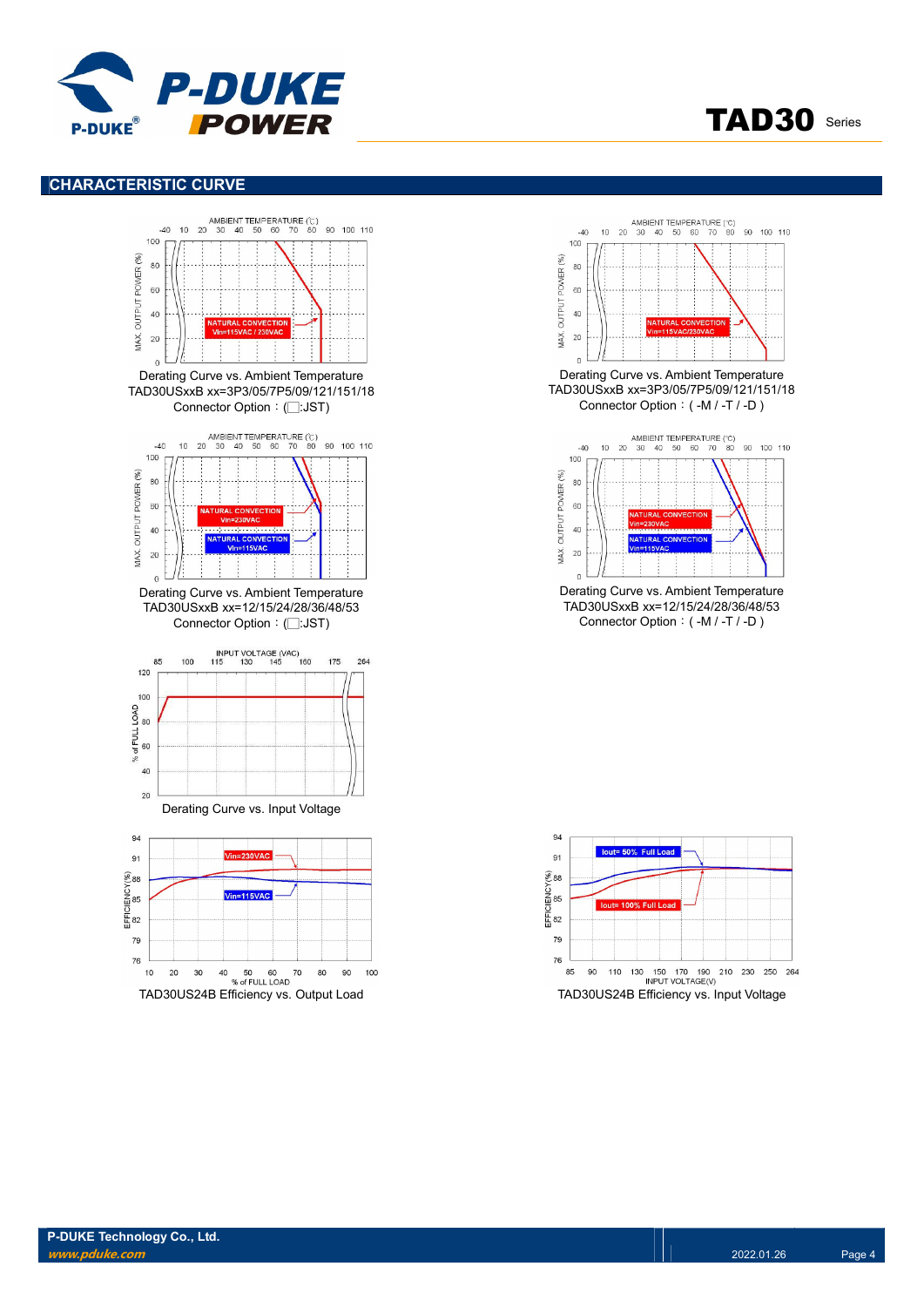## CHARACTERISTIC CURVE

Derating Curve vs. Ambient Temperature
TAD30USxxB xx=3P3/05/7P5/09/121/151/18
Connector Option：(□:JST)

Derating Curve vs. Ambient Temperature
TAD30USxxB xx=3P3/05/7P5/09/121/151/18
Connector Option：( -M / -T / -D )

Derating Curve vs. Ambient Temperature
TAD30USxxB xx=12/15/24/28/36/48/53
Connector Option：(□:JST)

Derating Curve vs. Ambient Temperature
TAD30USxxB xx=12/15/24/28/36/48/53
Connector Option：( -M / -T / -D )

Derating Curve vs. Input Voltage

TAD30US24B Efficiency vs. Output Load

TAD30US24B Efficiency vs. Input Voltage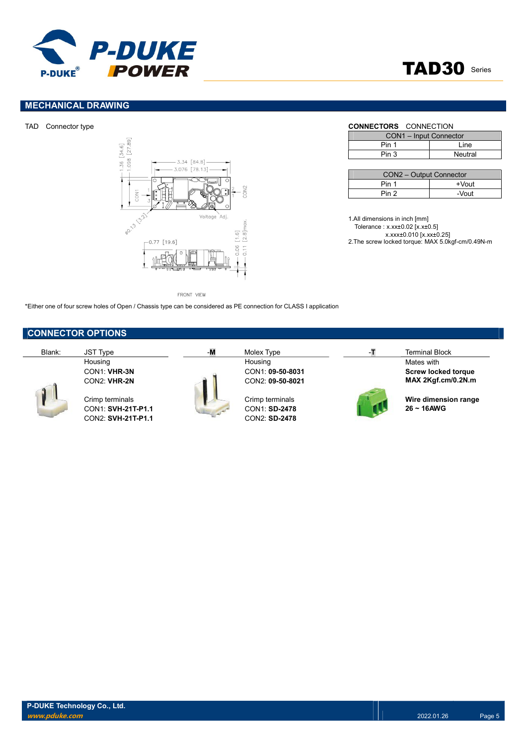## MECHANICAL DRAWING

TAD Connector type

**CONNECTORS** CONNECTION

| CON1 – Input Connector | |
|---|---|
| Pin 1 | Line |
| Pin 3 | Neutral |

| CON2 – Output Connector | |
|---|---|
| Pin 1 | +Vout |
| Pin 2 | -Vout |

1.All dimensions in inch [mm]
Tolerance : x.xx±0.02 [x.x±0.5]
x.xxx±0.010 [x.xx±0.25]
2.The screw locked torque: MAX 5.0kgf-cm/0.49N-m

*Either one of four screw holes of Open / Chassis type can be considered as PE connection for CLASS I application

## CONNECTOR OPTIONS

| Blank: | JST Type | -M | Molex Type | -T | Terminal Block |
|---|---|---|---|---|---|
| | Housing<br>CON1: **VHR-3N**<br>CON2: **VHR-2N** | | Housing<br>CON1: **09-50-8031**<br>CON2: **09-50-8021** | | Mates with<br>**Screw locked torque**<br>**MAX 2Kgf.cm/0.2N.m** |
| | Crimp terminals<br>CON1: **SVH-21T-P1.1**<br>CON2: **SVH-21T-P1.1** | | Crimp terminals<br>CON1: **SD-2478**<br>CON2: **SD-2478** | | **Wire dimension range**<br>**26 ~ 16AWG** |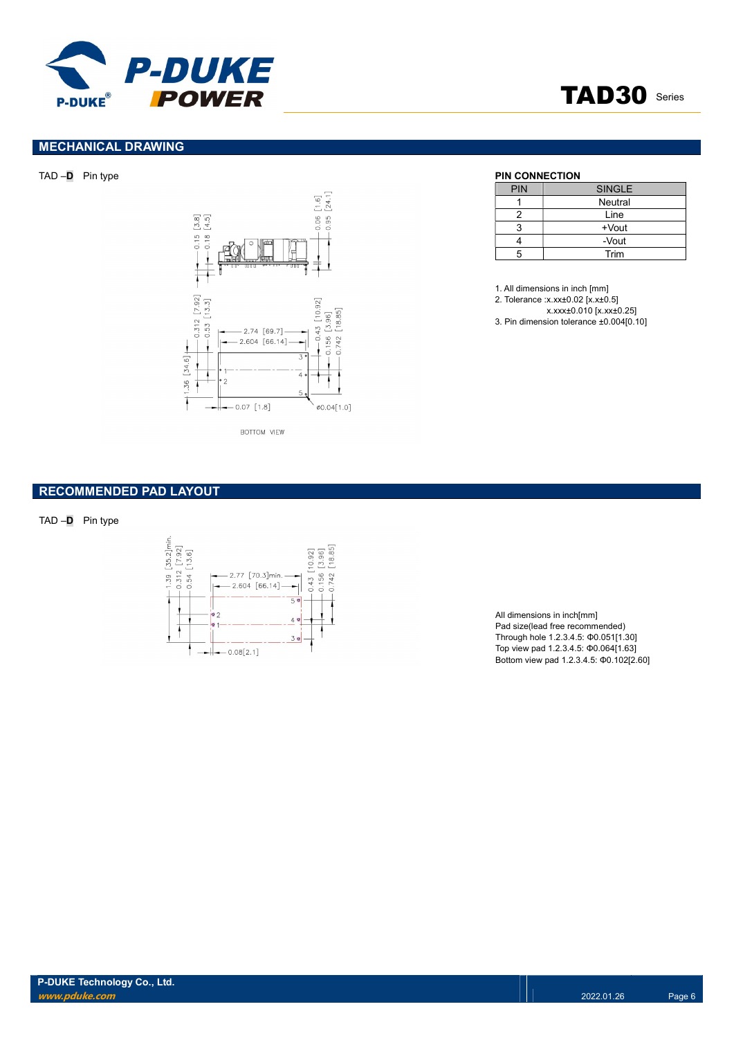## MECHANICAL DRAWING

TAD –**D** Pin type

### PIN CONNECTION

| PIN | SINGLE |
|---|---|
| 1 | Neutral |
| 2 | Line |
| 3 | +Vout |
| 4 | -Vout |
| 5 | Trim |

1. All dimensions in inch [mm]
2. Tolerance :x.xx±0.02 [x.x±0.5]
   x.xxx±0.010 [x.xx±0.25]
3. Pin dimension tolerance ±0.004[0.10]

## RECOMMENDED PAD LAYOUT

TAD –**D** Pin type

All dimensions in inch[mm]
Pad size(lead free recommended)
Through hole 1.2.3.4.5: Φ0.051[1.30]
Top view pad 1.2.3.4.5: Φ0.064[1.63]
Bottom view pad 1.2.3.4.5: Φ0.102[2.60]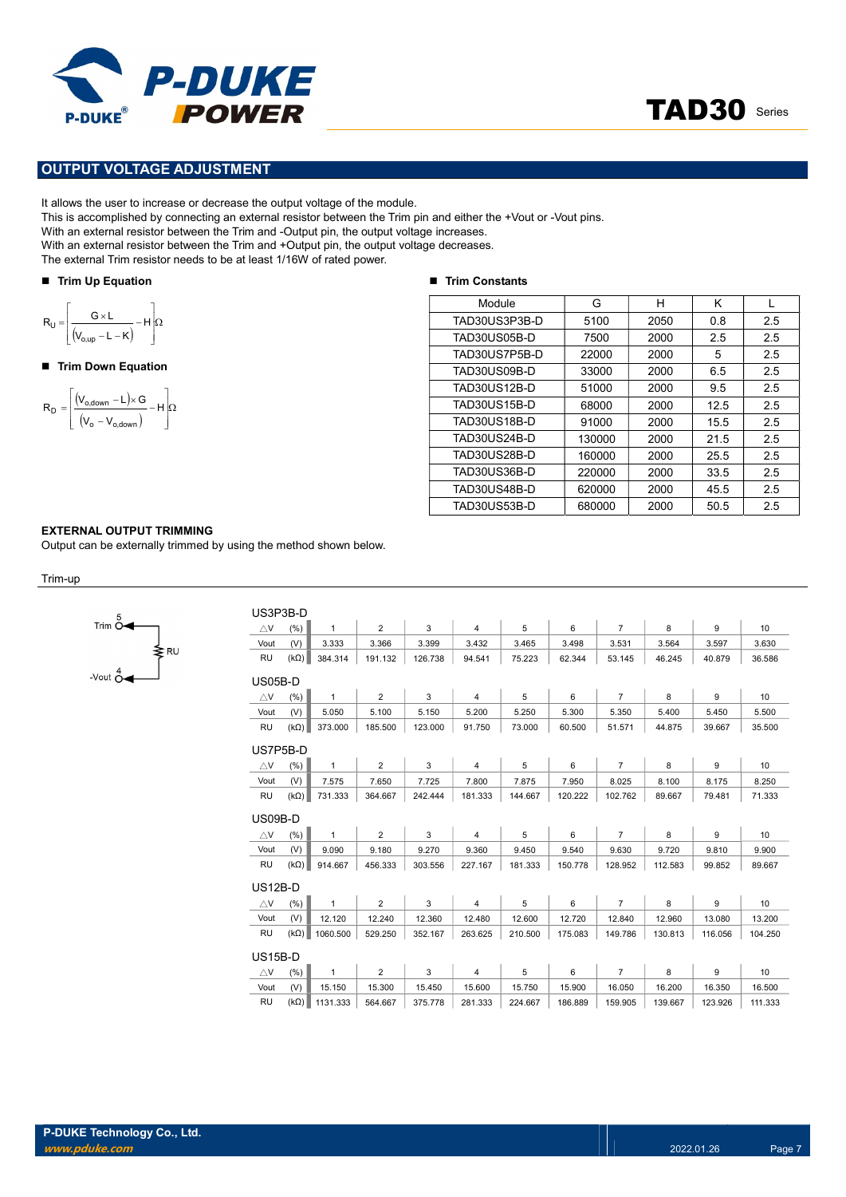## OUTPUT VOLTAGE ADJUSTMENT

It allows the user to increase or decrease the output voltage of the module.
This is accomplished by connecting an external resistor between the Trim pin and either the +Vout or -Vout pins.
With an external resistor between the Trim and -Output pin, the output voltage increases.
With an external resistor between the Trim and +Output pin, the output voltage decreases.
The external Trim resistor needs to be at least 1/16W of rated power.

■ **Trim Up Equation**

$$R_U = \left[ \frac{G \times L}{(V_{o,up} - L - K)} - H \right] \Omega$$

■ **Trim Down Equation**

$$R_D = \left[ \frac{(V_{o,down} - L) \times G}{(V_o - V_{o,down})} - H \right] \Omega$$

■ **Trim Constants**

| Module | G | H | K | L |
|---|---|---|---|---|
| TAD30US3P3B-D | 5100 | 2050 | 0.8 | 2.5 |
| TAD30US05B-D | 7500 | 2000 | 2.5 | 2.5 |
| TAD30US7P5B-D | 22000 | 2000 | 5 | 2.5 |
| TAD30US09B-D | 33000 | 2000 | 6.5 | 2.5 |
| TAD30US12B-D | 51000 | 2000 | 9.5 | 2.5 |
| TAD30US15B-D | 68000 | 2000 | 12.5 | 2.5 |
| TAD30US18B-D | 91000 | 2000 | 15.5 | 2.5 |
| TAD30US24B-D | 130000 | 2000 | 21.5 | 2.5 |
| TAD30US28B-D | 160000 | 2000 | 25.5 | 2.5 |
| TAD30US36B-D | 220000 | 2000 | 33.5 | 2.5 |
| TAD30US48B-D | 620000 | 2000 | 45.5 | 2.5 |
| TAD30US53B-D | 680000 | 2000 | 50.5 | 2.5 |

**EXTERNAL OUTPUT TRIMMING**
Output can be externally trimmed by using the method shown below.

Trim-up

Trim 5 — RU — -Vout 4

US3P3B-D

| △V (%) | 1 | 2 | 3 | 4 | 5 | 6 | 7 | 8 | 9 | 10 |
|---|---|---|---|---|---|---|---|---|---|---|
| Vout (V) | 3.333 | 3.366 | 3.399 | 3.432 | 3.465 | 3.498 | 3.531 | 3.564 | 3.597 | 3.630 |
| RU (kΩ) | 384.314 | 191.132 | 126.738 | 94.541 | 75.223 | 62.344 | 53.145 | 46.245 | 40.879 | 36.586 |

US05B-D

| △V (%) | 1 | 2 | 3 | 4 | 5 | 6 | 7 | 8 | 9 | 10 |
|---|---|---|---|---|---|---|---|---|---|---|
| Vout (V) | 5.050 | 5.100 | 5.150 | 5.200 | 5.250 | 5.300 | 5.350 | 5.400 | 5.450 | 5.500 |
| RU (kΩ) | 373.000 | 185.500 | 123.000 | 91.750 | 73.000 | 60.500 | 51.571 | 44.875 | 39.667 | 35.500 |

US7P5B-D

| △V (%) | 1 | 2 | 3 | 4 | 5 | 6 | 7 | 8 | 9 | 10 |
|---|---|---|---|---|---|---|---|---|---|---|
| Vout (V) | 7.575 | 7.650 | 7.725 | 7.800 | 7.875 | 7.950 | 8.025 | 8.100 | 8.175 | 8.250 |
| RU (kΩ) | 731.333 | 364.667 | 242.444 | 181.333 | 144.667 | 120.222 | 102.762 | 89.667 | 79.481 | 71.333 |

US09B-D

| △V (%) | 1 | 2 | 3 | 4 | 5 | 6 | 7 | 8 | 9 | 10 |
|---|---|---|---|---|---|---|---|---|---|---|
| Vout (V) | 9.090 | 9.180 | 9.270 | 9.360 | 9.450 | 9.540 | 9.630 | 9.720 | 9.810 | 9.900 |
| RU (kΩ) | 914.667 | 456.333 | 303.556 | 227.167 | 181.333 | 150.778 | 128.952 | 112.583 | 99.852 | 89.667 |

US12B-D

| △V (%) | 1 | 2 | 3 | 4 | 5 | 6 | 7 | 8 | 9 | 10 |
|---|---|---|---|---|---|---|---|---|---|---|
| Vout (V) | 12.120 | 12.240 | 12.360 | 12.480 | 12.600 | 12.720 | 12.840 | 12.960 | 13.080 | 13.200 |
| RU (kΩ) | 1060.500 | 529.250 | 352.167 | 263.625 | 210.500 | 175.083 | 149.786 | 130.813 | 116.056 | 104.250 |

US15B-D

| △V (%) | 1 | 2 | 3 | 4 | 5 | 6 | 7 | 8 | 9 | 10 |
|---|---|---|---|---|---|---|---|---|---|---|
| Vout (V) | 15.150 | 15.300 | 15.450 | 15.600 | 15.750 | 15.900 | 16.050 | 16.200 | 16.350 | 16.500 |
| RU (kΩ) | 1131.333 | 564.667 | 375.778 | 281.333 | 224.667 | 186.889 | 159.905 | 139.667 | 123.926 | 111.333 |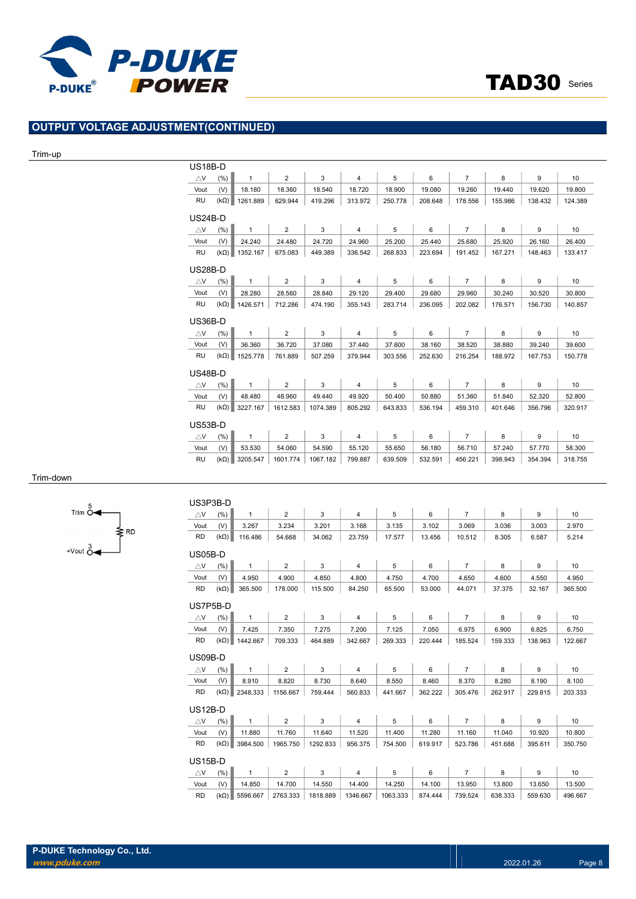## OUTPUT VOLTAGE ADJUSTMENT(CONTINUED)

### Trim-up

US18B-D

| △V (%) | 1 | 2 | 3 | 4 | 5 | 6 | 7 | 8 | 9 | 10 |
|---|---|---|---|---|---|---|---|---|---|---|
| Vout (V) | 18.180 | 18.360 | 18.540 | 18.720 | 18.900 | 19.080 | 19.260 | 19.440 | 19.620 | 19.800 |
| RU (kΩ) | 1261.889 | 629.944 | 419.296 | 313.972 | 250.778 | 208.648 | 178.556 | 155.986 | 138.432 | 124.389 |

US24B-D

| △V (%) | 1 | 2 | 3 | 4 | 5 | 6 | 7 | 8 | 9 | 10 |
|---|---|---|---|---|---|---|---|---|---|---|
| Vout (V) | 24.240 | 24.480 | 24.720 | 24.960 | 25.200 | 25.440 | 25.680 | 25.920 | 26.160 | 26.400 |
| RU (kΩ) | 1352.167 | 675.083 | 449.389 | 336.542 | 268.833 | 223.694 | 191.452 | 167.271 | 148.463 | 133.417 |

US28B-D

| △V (%) | 1 | 2 | 3 | 4 | 5 | 6 | 7 | 8 | 9 | 10 |
|---|---|---|---|---|---|---|---|---|---|---|
| Vout (V) | 28.280 | 28.560 | 28.840 | 29.120 | 29.400 | 29.680 | 29.960 | 30.240 | 30.520 | 30.800 |
| RU (kΩ) | 1426.571 | 712.286 | 474.190 | 355.143 | 283.714 | 236.095 | 202.082 | 176.571 | 156.730 | 140.857 |

US36B-D

| △V (%) | 1 | 2 | 3 | 4 | 5 | 6 | 7 | 8 | 9 | 10 |
|---|---|---|---|---|---|---|---|---|---|---|
| Vout (V) | 36.360 | 36.720 | 37.080 | 37.440 | 37.800 | 38.160 | 38.520 | 38.880 | 39.240 | 39.600 |
| RU (kΩ) | 1525.778 | 761.889 | 507.259 | 379.944 | 303.556 | 252.630 | 216.254 | 188.972 | 167.753 | 150.778 |

US48B-D

| △V (%) | 1 | 2 | 3 | 4 | 5 | 6 | 7 | 8 | 9 | 10 |
|---|---|---|---|---|---|---|---|---|---|---|
| Vout (V) | 48.480 | 48.960 | 49.440 | 49.920 | 50.400 | 50.880 | 51.360 | 51.840 | 52.320 | 52.800 |
| RU (kΩ) | 3227.167 | 1612.583 | 1074.389 | 805.292 | 643.833 | 536.194 | 459.310 | 401.646 | 356.796 | 320.917 |

US53B-D

| △V (%) | 1 | 2 | 3 | 4 | 5 | 6 | 7 | 8 | 9 | 10 |
|---|---|---|---|---|---|---|---|---|---|---|
| Vout (V) | 53.530 | 54.060 | 54.590 | 55.120 | 55.650 | 56.180 | 56.710 | 57.240 | 57.770 | 58.300 |
| RU (kΩ) | 3205.547 | 1601.774 | 1067.182 | 799.887 | 639.509 | 532.591 | 456.221 | 398.943 | 354.394 | 318.755 |

### Trim-down

Trim 5, RD, +Vout 3

US3P3B-D

| △V (%) | 1 | 2 | 3 | 4 | 5 | 6 | 7 | 8 | 9 | 10 |
|---|---|---|---|---|---|---|---|---|---|---|
| Vout (V) | 3.267 | 3.234 | 3.201 | 3.168 | 3.135 | 3.102 | 3.069 | 3.036 | 3.003 | 2.970 |
| RD (kΩ) | 116.486 | 54.668 | 34.062 | 23.759 | 17.577 | 13.456 | 10.512 | 8.305 | 6.587 | 5.214 |

US05B-D

| △V (%) | 1 | 2 | 3 | 4 | 5 | 6 | 7 | 8 | 9 | 10 |
|---|---|---|---|---|---|---|---|---|---|---|
| Vout (V) | 4.950 | 4.900 | 4.850 | 4.800 | 4.750 | 4.700 | 4.650 | 4.600 | 4.550 | 4.950 |
| RD (kΩ) | 365.500 | 178.000 | 115.500 | 84.250 | 65.500 | 53.000 | 44.071 | 37.375 | 32.167 | 365.500 |

US7P5B-D

| △V (%) | 1 | 2 | 3 | 4 | 5 | 6 | 7 | 8 | 9 | 10 |
|---|---|---|---|---|---|---|---|---|---|---|
| Vout (V) | 7.425 | 7.350 | 7.275 | 7.200 | 7.125 | 7.050 | 6.975 | 6.900 | 6.825 | 6.750 |
| RD (kΩ) | 1442.667 | 709.333 | 464.889 | 342.667 | 269.333 | 220.444 | 185.524 | 159.333 | 138.963 | 122.667 |

US09B-D

| △V (%) | 1 | 2 | 3 | 4 | 5 | 6 | 7 | 8 | 9 | 10 |
|---|---|---|---|---|---|---|---|---|---|---|
| Vout (V) | 8.910 | 8.820 | 8.730 | 8.640 | 8.550 | 8.460 | 8.370 | 8.280 | 8.190 | 8.100 |
| RD (kΩ) | 2348.333 | 1156.667 | 759.444 | 560.833 | 441.667 | 362.222 | 305.476 | 262.917 | 229.815 | 203.333 |

US12B-D

| △V (%) | 1 | 2 | 3 | 4 | 5 | 6 | 7 | 8 | 9 | 10 |
|---|---|---|---|---|---|---|---|---|---|---|
| Vout (V) | 11.880 | 11.760 | 11.640 | 11.520 | 11.400 | 11.280 | 11.160 | 11.040 | 10.920 | 10.800 |
| RD (kΩ) | 3984.500 | 1965.750 | 1292.833 | 956.375 | 754.500 | 619.917 | 523.786 | 451.688 | 395.611 | 350.750 |

US15B-D

| △V (%) | 1 | 2 | 3 | 4 | 5 | 6 | 7 | 8 | 9 | 10 |
|---|---|---|---|---|---|---|---|---|---|---|
| Vout (V) | 14.850 | 14.700 | 14.550 | 14.400 | 14.250 | 14.100 | 13.950 | 13.800 | 13.650 | 13.500 |
| RD (kΩ) | 5596.667 | 2763.333 | 1818.889 | 1346.667 | 1063.333 | 874.444 | 739.524 | 638.333 | 559.630 | 496.667 |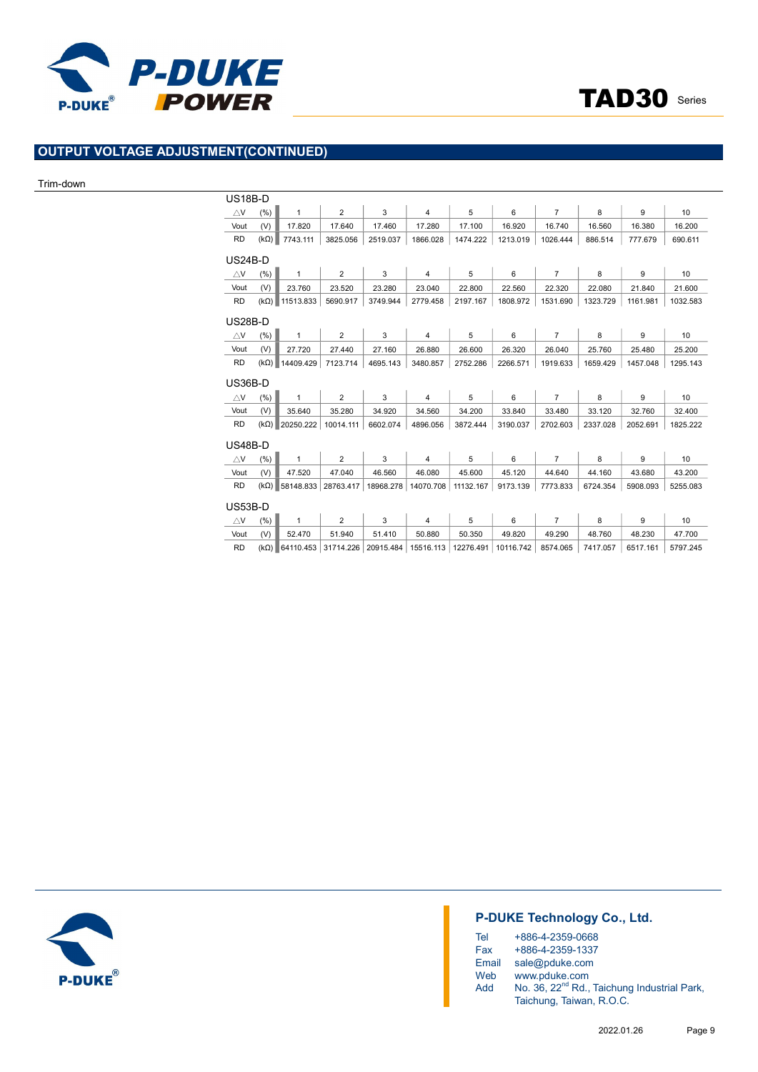## OUTPUT VOLTAGE ADJUSTMENT(CONTINUED)

Trim-down

US18B-D

| △V | (%) | 1 | 2 | 3 | 4 | 5 | 6 | 7 | 8 | 9 | 10 |
|---|---|---|---|---|---|---|---|---|---|---|---|
| Vout | (V) | 17.820 | 17.640 | 17.460 | 17.280 | 17.100 | 16.920 | 16.740 | 16.560 | 16.380 | 16.200 |
| RD | (kΩ) | 7743.111 | 3825.056 | 2519.037 | 1866.028 | 1474.222 | 1213.019 | 1026.444 | 886.514 | 777.679 | 690.611 |

US24B-D

| △V | (%) | 1 | 2 | 3 | 4 | 5 | 6 | 7 | 8 | 9 | 10 |
|---|---|---|---|---|---|---|---|---|---|---|---|
| Vout | (V) | 23.760 | 23.520 | 23.280 | 23.040 | 22.800 | 22.560 | 22.320 | 22.080 | 21.840 | 21.600 |
| RD | (kΩ) | 11513.833 | 5690.917 | 3749.944 | 2779.458 | 2197.167 | 1808.972 | 1531.690 | 1323.729 | 1161.981 | 1032.583 |

US28B-D

| △V | (%) | 1 | 2 | 3 | 4 | 5 | 6 | 7 | 8 | 9 | 10 |
|---|---|---|---|---|---|---|---|---|---|---|---|
| Vout | (V) | 27.720 | 27.440 | 27.160 | 26.880 | 26.600 | 26.320 | 26.040 | 25.760 | 25.480 | 25.200 |
| RD | (kΩ) | 14409.429 | 7123.714 | 4695.143 | 3480.857 | 2752.286 | 2266.571 | 1919.633 | 1659.429 | 1457.048 | 1295.143 |

US36B-D

| △V | (%) | 1 | 2 | 3 | 4 | 5 | 6 | 7 | 8 | 9 | 10 |
|---|---|---|---|---|---|---|---|---|---|---|---|
| Vout | (V) | 35.640 | 35.280 | 34.920 | 34.560 | 34.200 | 33.840 | 33.480 | 33.120 | 32.760 | 32.400 |
| RD | (kΩ) | 20250.222 | 10014.111 | 6602.074 | 4896.056 | 3872.444 | 3190.037 | 2702.603 | 2337.028 | 2052.691 | 1825.222 |

US48B-D

| △V | (%) | 1 | 2 | 3 | 4 | 5 | 6 | 7 | 8 | 9 | 10 |
|---|---|---|---|---|---|---|---|---|---|---|---|
| Vout | (V) | 47.520 | 47.040 | 46.560 | 46.080 | 45.600 | 45.120 | 44.640 | 44.160 | 43.680 | 43.200 |
| RD | (kΩ) | 58148.833 | 28763.417 | 18968.278 | 14070.708 | 11132.167 | 9173.139 | 7773.833 | 6724.354 | 5908.093 | 5255.083 |

US53B-D

| △V | (%) | 1 | 2 | 3 | 4 | 5 | 6 | 7 | 8 | 9 | 10 |
|---|---|---|---|---|---|---|---|---|---|---|---|
| Vout | (V) | 52.470 | 51.940 | 51.410 | 50.880 | 50.350 | 49.820 | 49.290 | 48.760 | 48.230 | 47.700 |
| RD | (kΩ) | 64110.453 | 31714.226 | 20915.484 | 15516.113 | 12276.491 | 10116.742 | 8574.065 | 7417.057 | 6517.161 | 5797.245 |